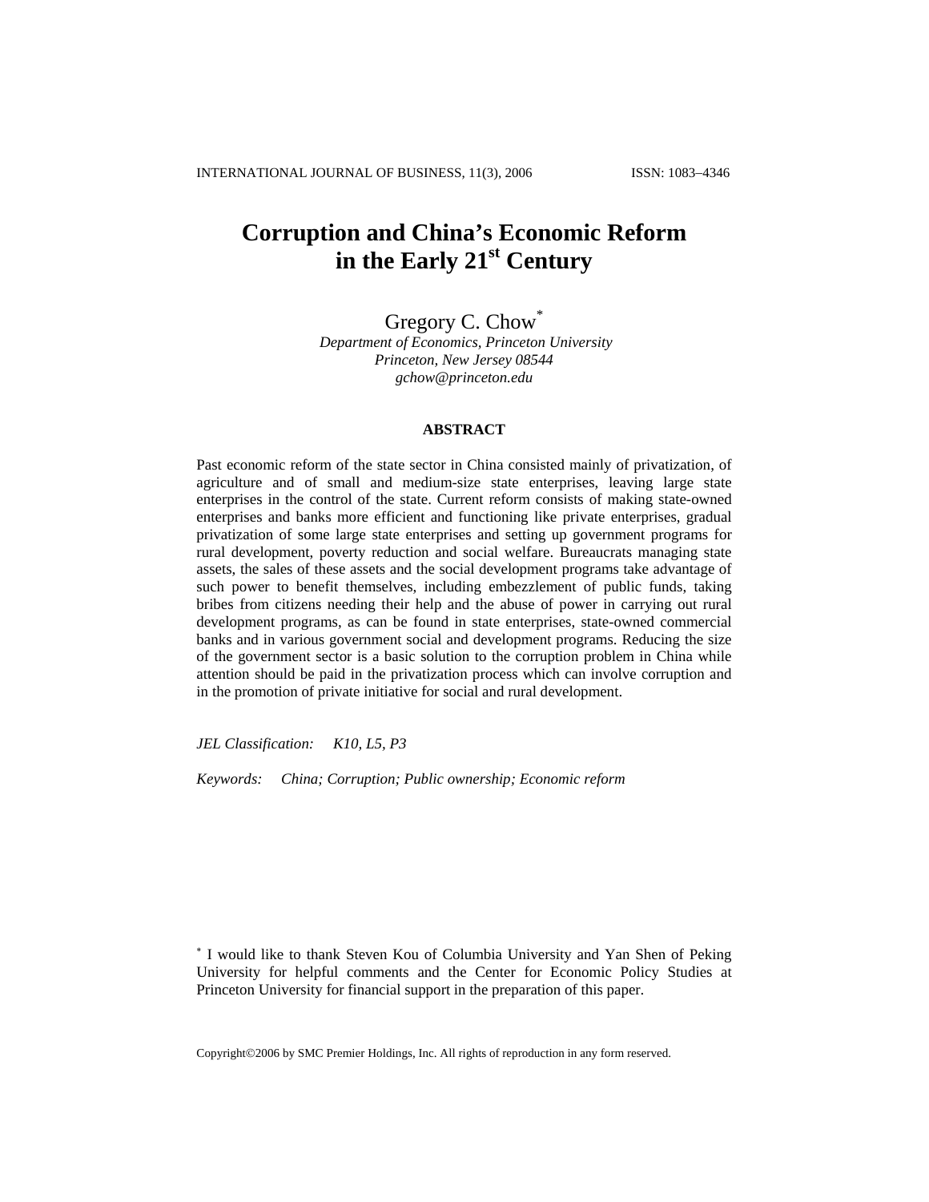# Corruption and China's Economic Reform in the Early 21st Century

Gregory C. Chow*

*Department of Economics, Princeton University*
*Princeton, New Jersey 08544*
*gchow@princeton.edu*

## ABSTRACT

Past economic reform of the state sector in China consisted mainly of privatization, of agriculture and of small and medium-size state enterprises, leaving large state enterprises in the control of the state. Current reform consists of making state-owned enterprises and banks more efficient and functioning like private enterprises, gradual privatization of some large state enterprises and setting up government programs for rural development, poverty reduction and social welfare. Bureaucrats managing state assets, the sales of these assets and the social development programs take advantage of such power to benefit themselves, including embezzlement of public funds, taking bribes from citizens needing their help and the abuse of power in carrying out rural development programs, as can be found in state enterprises, state-owned commercial banks and in various government social and development programs. Reducing the size of the government sector is a basic solution to the corruption problem in China while attention should be paid in the privatization process which can involve corruption and in the promotion of private initiative for social and rural development.

*JEL Classification:* *K10, L5, P3*

*Keywords:* *China; Corruption; Public ownership; Economic reform*

\* I would like to thank Steven Kou of Columbia University and Yan Shen of Peking University for helpful comments and the Center for Economic Policy Studies at Princeton University for financial support in the preparation of this paper.

Copyright©2006 by SMC Premier Holdings, Inc. All rights of reproduction in any form reserved.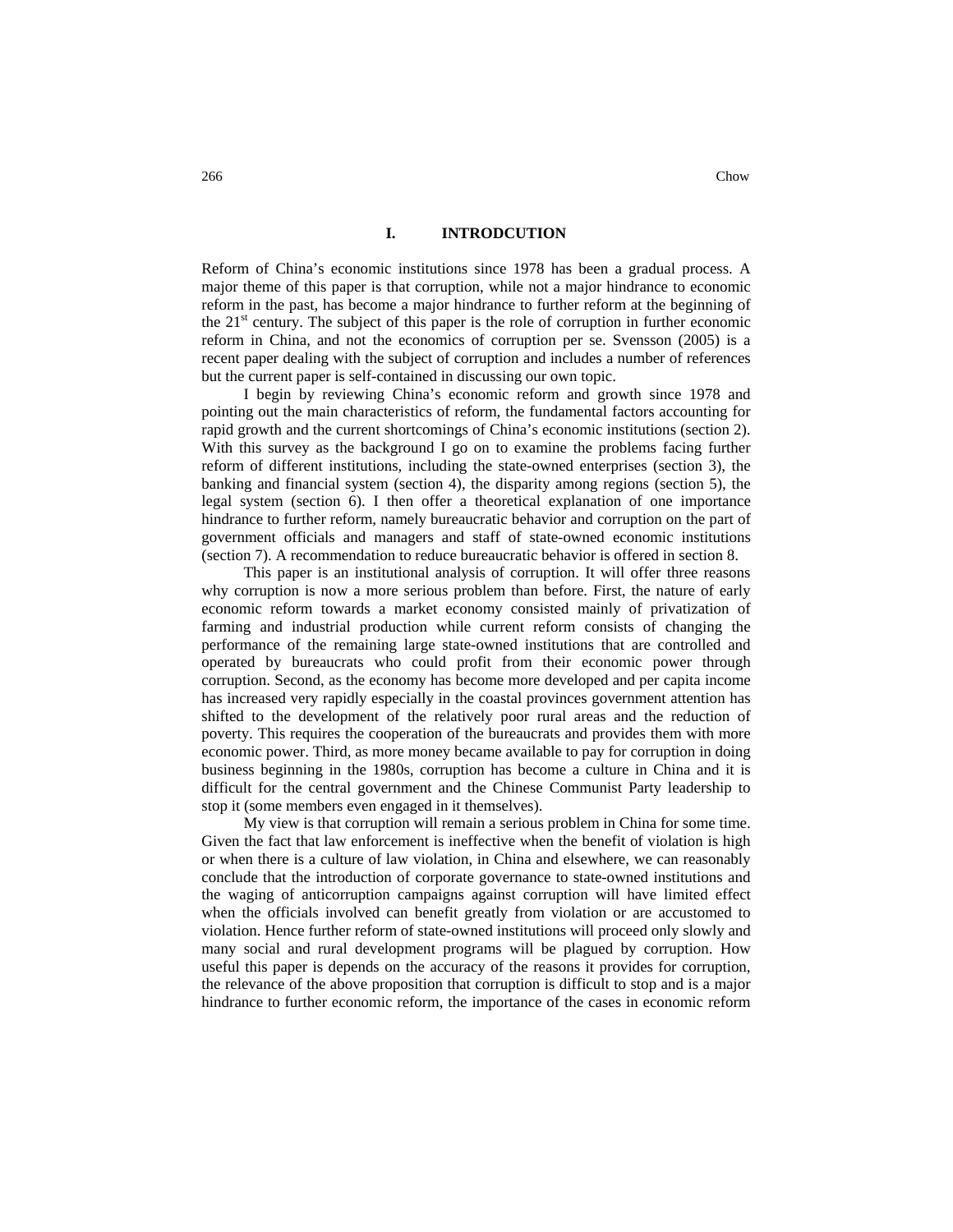## I. INTRODCUTION

Reform of China's economic institutions since 1978 has been a gradual process. A major theme of this paper is that corruption, while not a major hindrance to economic reform in the past, has become a major hindrance to further reform at the beginning of the 21st century. The subject of this paper is the role of corruption in further economic reform in China, and not the economics of corruption per se. Svensson (2005) is a recent paper dealing with the subject of corruption and includes a number of references but the current paper is self-contained in discussing our own topic.

I begin by reviewing China's economic reform and growth since 1978 and pointing out the main characteristics of reform, the fundamental factors accounting for rapid growth and the current shortcomings of China's economic institutions (section 2). With this survey as the background I go on to examine the problems facing further reform of different institutions, including the state-owned enterprises (section 3), the banking and financial system (section 4), the disparity among regions (section 5), the legal system (section 6). I then offer a theoretical explanation of one importance hindrance to further reform, namely bureaucratic behavior and corruption on the part of government officials and managers and staff of state-owned economic institutions (section 7). A recommendation to reduce bureaucratic behavior is offered in section 8.

This paper is an institutional analysis of corruption. It will offer three reasons why corruption is now a more serious problem than before. First, the nature of early economic reform towards a market economy consisted mainly of privatization of farming and industrial production while current reform consists of changing the performance of the remaining large state-owned institutions that are controlled and operated by bureaucrats who could profit from their economic power through corruption. Second, as the economy has become more developed and per capita income has increased very rapidly especially in the coastal provinces government attention has shifted to the development of the relatively poor rural areas and the reduction of poverty. This requires the cooperation of the bureaucrats and provides them with more economic power. Third, as more money became available to pay for corruption in doing business beginning in the 1980s, corruption has become a culture in China and it is difficult for the central government and the Chinese Communist Party leadership to stop it (some members even engaged in it themselves).

My view is that corruption will remain a serious problem in China for some time. Given the fact that law enforcement is ineffective when the benefit of violation is high or when there is a culture of law violation, in China and elsewhere, we can reasonably conclude that the introduction of corporate governance to state-owned institutions and the waging of anticorruption campaigns against corruption will have limited effect when the officials involved can benefit greatly from violation or are accustomed to violation. Hence further reform of state-owned institutions will proceed only slowly and many social and rural development programs will be plagued by corruption. How useful this paper is depends on the accuracy of the reasons it provides for corruption, the relevance of the above proposition that corruption is difficult to stop and is a major hindrance to further economic reform, the importance of the cases in economic reform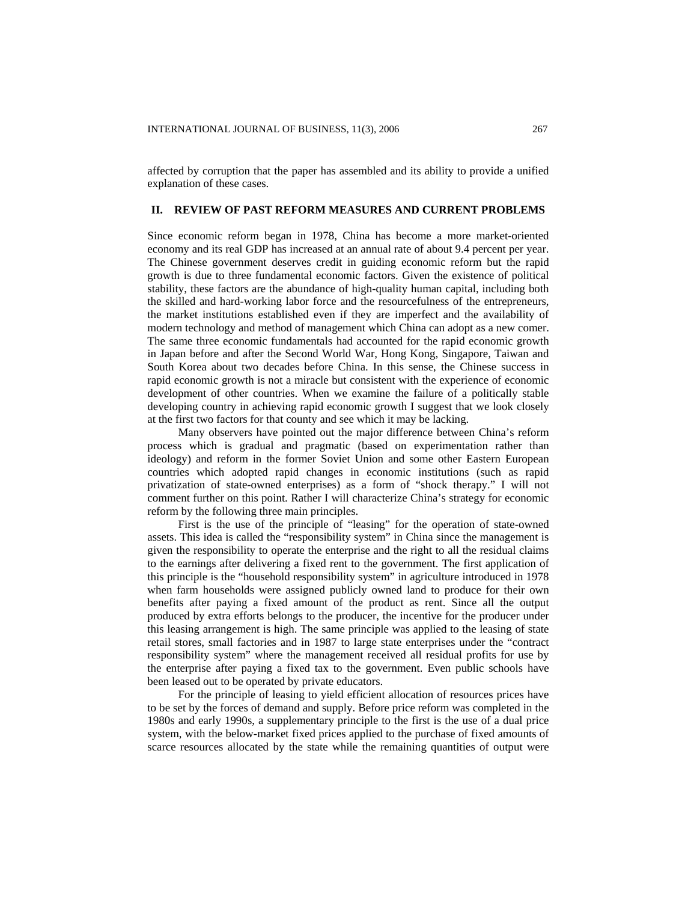affected by corruption that the paper has assembled and its ability to provide a unified explanation of these cases.

## II. REVIEW OF PAST REFORM MEASURES AND CURRENT PROBLEMS

Since economic reform began in 1978, China has become a more market-oriented economy and its real GDP has increased at an annual rate of about 9.4 percent per year. The Chinese government deserves credit in guiding economic reform but the rapid growth is due to three fundamental economic factors. Given the existence of political stability, these factors are the abundance of high-quality human capital, including both the skilled and hard-working labor force and the resourcefulness of the entrepreneurs, the market institutions established even if they are imperfect and the availability of modern technology and method of management which China can adopt as a new comer. The same three economic fundamentals had accounted for the rapid economic growth in Japan before and after the Second World War, Hong Kong, Singapore, Taiwan and South Korea about two decades before China. In this sense, the Chinese success in rapid economic growth is not a miracle but consistent with the experience of economic development of other countries. When we examine the failure of a politically stable developing country in achieving rapid economic growth I suggest that we look closely at the first two factors for that county and see which it may be lacking.

Many observers have pointed out the major difference between China's reform process which is gradual and pragmatic (based on experimentation rather than ideology) and reform in the former Soviet Union and some other Eastern European countries which adopted rapid changes in economic institutions (such as rapid privatization of state-owned enterprises) as a form of "shock therapy." I will not comment further on this point. Rather I will characterize China's strategy for economic reform by the following three main principles.

First is the use of the principle of "leasing" for the operation of state-owned assets. This idea is called the "responsibility system" in China since the management is given the responsibility to operate the enterprise and the right to all the residual claims to the earnings after delivering a fixed rent to the government. The first application of this principle is the "household responsibility system" in agriculture introduced in 1978 when farm households were assigned publicly owned land to produce for their own benefits after paying a fixed amount of the product as rent. Since all the output produced by extra efforts belongs to the producer, the incentive for the producer under this leasing arrangement is high. The same principle was applied to the leasing of state retail stores, small factories and in 1987 to large state enterprises under the "contract responsibility system" where the management received all residual profits for use by the enterprise after paying a fixed tax to the government. Even public schools have been leased out to be operated by private educators.

For the principle of leasing to yield efficient allocation of resources prices have to be set by the forces of demand and supply. Before price reform was completed in the 1980s and early 1990s, a supplementary principle to the first is the use of a dual price system, with the below-market fixed prices applied to the purchase of fixed amounts of scarce resources allocated by the state while the remaining quantities of output were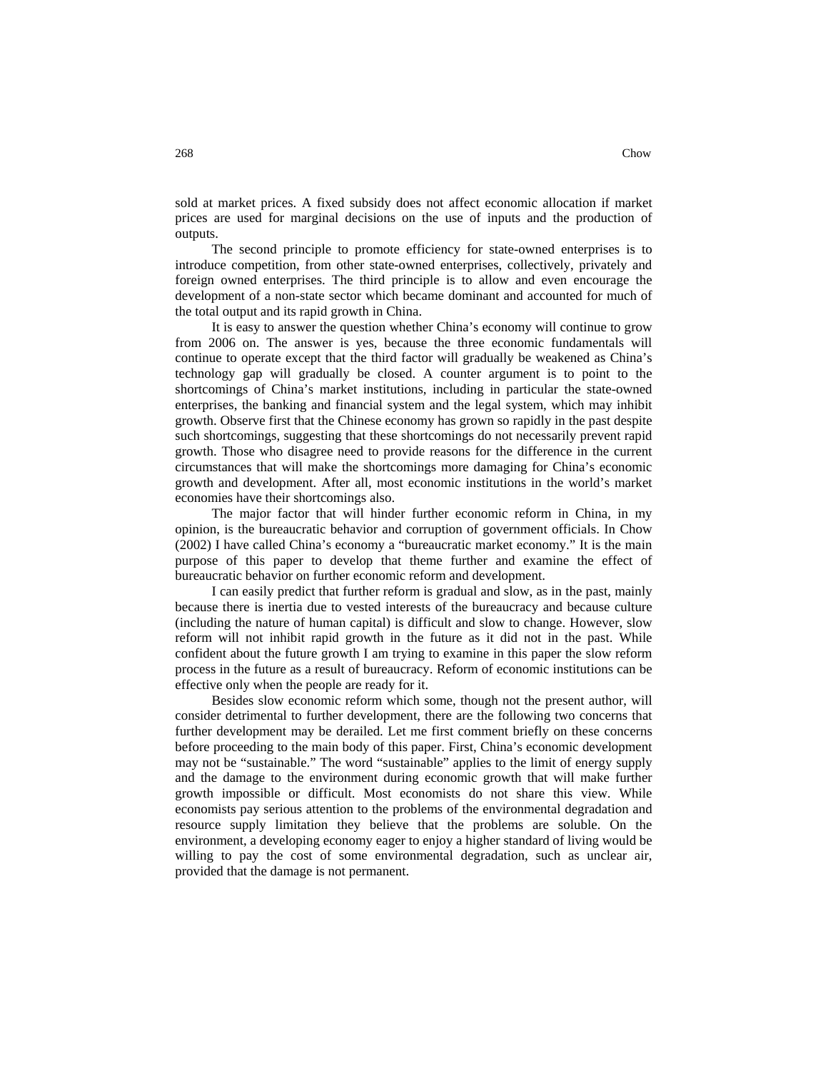sold at market prices. A fixed subsidy does not affect economic allocation if market prices are used for marginal decisions on the use of inputs and the production of outputs.

The second principle to promote efficiency for state-owned enterprises is to introduce competition, from other state-owned enterprises, collectively, privately and foreign owned enterprises. The third principle is to allow and even encourage the development of a non-state sector which became dominant and accounted for much of the total output and its rapid growth in China.

It is easy to answer the question whether China's economy will continue to grow from 2006 on. The answer is yes, because the three economic fundamentals will continue to operate except that the third factor will gradually be weakened as China's technology gap will gradually be closed. A counter argument is to point to the shortcomings of China's market institutions, including in particular the state-owned enterprises, the banking and financial system and the legal system, which may inhibit growth. Observe first that the Chinese economy has grown so rapidly in the past despite such shortcomings, suggesting that these shortcomings do not necessarily prevent rapid growth. Those who disagree need to provide reasons for the difference in the current circumstances that will make the shortcomings more damaging for China's economic growth and development. After all, most economic institutions in the world's market economies have their shortcomings also.

The major factor that will hinder further economic reform in China, in my opinion, is the bureaucratic behavior and corruption of government officials. In Chow (2002) I have called China's economy a "bureaucratic market economy." It is the main purpose of this paper to develop that theme further and examine the effect of bureaucratic behavior on further economic reform and development.

I can easily predict that further reform is gradual and slow, as in the past, mainly because there is inertia due to vested interests of the bureaucracy and because culture (including the nature of human capital) is difficult and slow to change. However, slow reform will not inhibit rapid growth in the future as it did not in the past. While confident about the future growth I am trying to examine in this paper the slow reform process in the future as a result of bureaucracy. Reform of economic institutions can be effective only when the people are ready for it.

Besides slow economic reform which some, though not the present author, will consider detrimental to further development, there are the following two concerns that further development may be derailed. Let me first comment briefly on these concerns before proceeding to the main body of this paper. First, China's economic development may not be "sustainable." The word "sustainable" applies to the limit of energy supply and the damage to the environment during economic growth that will make further growth impossible or difficult. Most economists do not share this view. While economists pay serious attention to the problems of the environmental degradation and resource supply limitation they believe that the problems are soluble. On the environment, a developing economy eager to enjoy a higher standard of living would be willing to pay the cost of some environmental degradation, such as unclear air, provided that the damage is not permanent.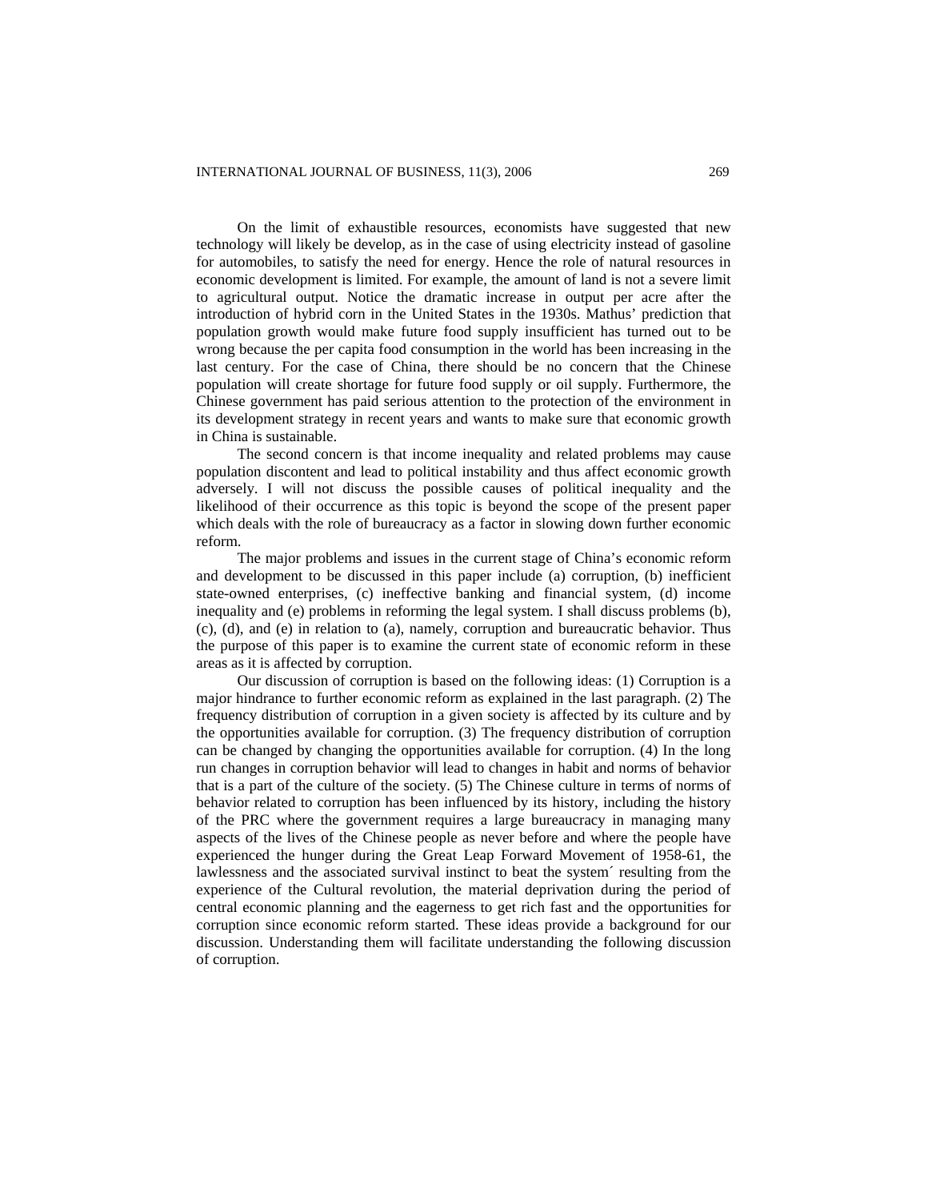On the limit of exhaustible resources, economists have suggested that new technology will likely be develop, as in the case of using electricity instead of gasoline for automobiles, to satisfy the need for energy. Hence the role of natural resources in economic development is limited. For example, the amount of land is not a severe limit to agricultural output. Notice the dramatic increase in output per acre after the introduction of hybrid corn in the United States in the 1930s. Mathus' prediction that population growth would make future food supply insufficient has turned out to be wrong because the per capita food consumption in the world has been increasing in the last century. For the case of China, there should be no concern that the Chinese population will create shortage for future food supply or oil supply. Furthermore, the Chinese government has paid serious attention to the protection of the environment in its development strategy in recent years and wants to make sure that economic growth in China is sustainable.

The second concern is that income inequality and related problems may cause population discontent and lead to political instability and thus affect economic growth adversely. I will not discuss the possible causes of political inequality and the likelihood of their occurrence as this topic is beyond the scope of the present paper which deals with the role of bureaucracy as a factor in slowing down further economic reform.

The major problems and issues in the current stage of China's economic reform and development to be discussed in this paper include (a) corruption, (b) inefficient state-owned enterprises, (c) ineffective banking and financial system, (d) income inequality and (e) problems in reforming the legal system. I shall discuss problems (b), (c), (d), and (e) in relation to (a), namely, corruption and bureaucratic behavior. Thus the purpose of this paper is to examine the current state of economic reform in these areas as it is affected by corruption.

Our discussion of corruption is based on the following ideas: (1) Corruption is a major hindrance to further economic reform as explained in the last paragraph. (2) The frequency distribution of corruption in a given society is affected by its culture and by the opportunities available for corruption. (3) The frequency distribution of corruption can be changed by changing the opportunities available for corruption. (4) In the long run changes in corruption behavior will lead to changes in habit and norms of behavior that is a part of the culture of the society. (5) The Chinese culture in terms of norms of behavior related to corruption has been influenced by its history, including the history of the PRC where the government requires a large bureaucracy in managing many aspects of the lives of the Chinese people as never before and where the people have experienced the hunger during the Great Leap Forward Movement of 1958-61, the lawlessness and the associated survival instinct to beat the system´ resulting from the experience of the Cultural revolution, the material deprivation during the period of central economic planning and the eagerness to get rich fast and the opportunities for corruption since economic reform started. These ideas provide a background for our discussion. Understanding them will facilitate understanding the following discussion of corruption.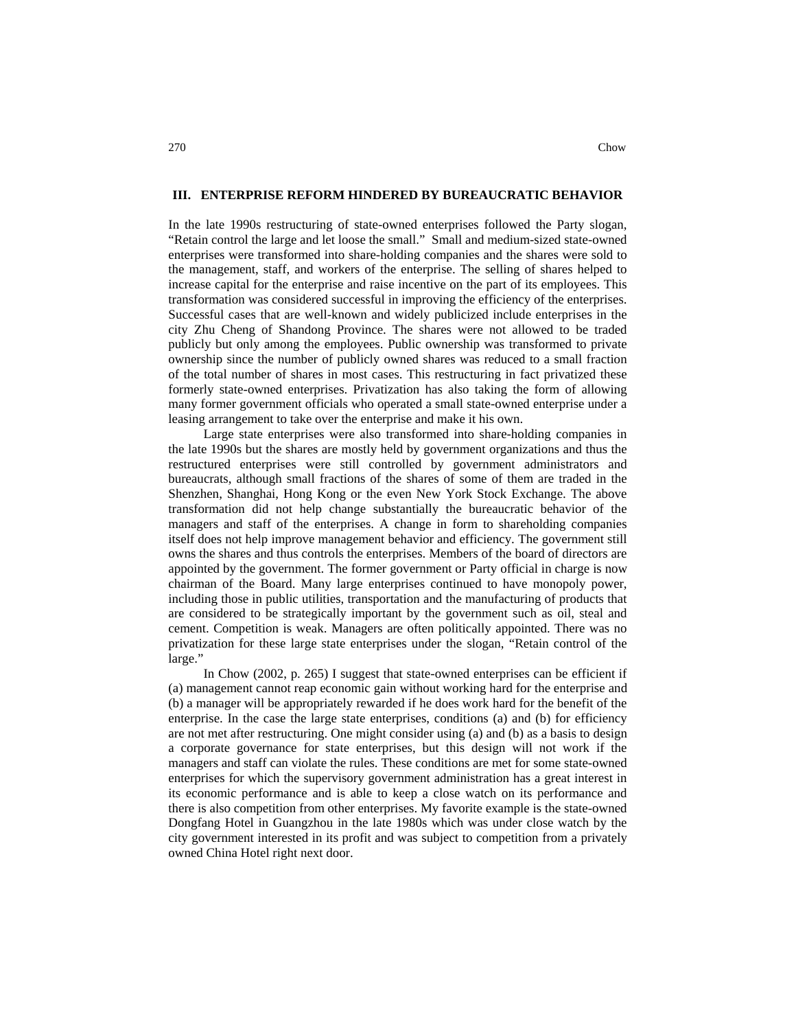## III. ENTERPRISE REFORM HINDERED BY BUREAUCRATIC BEHAVIOR

In the late 1990s restructuring of state-owned enterprises followed the Party slogan, "Retain control the large and let loose the small." Small and medium-sized state-owned enterprises were transformed into share-holding companies and the shares were sold to the management, staff, and workers of the enterprise. The selling of shares helped to increase capital for the enterprise and raise incentive on the part of its employees. This transformation was considered successful in improving the efficiency of the enterprises. Successful cases that are well-known and widely publicized include enterprises in the city Zhu Cheng of Shandong Province. The shares were not allowed to be traded publicly but only among the employees. Public ownership was transformed to private ownership since the number of publicly owned shares was reduced to a small fraction of the total number of shares in most cases. This restructuring in fact privatized these formerly state-owned enterprises. Privatization has also taking the form of allowing many former government officials who operated a small state-owned enterprise under a leasing arrangement to take over the enterprise and make it his own.

Large state enterprises were also transformed into share-holding companies in the late 1990s but the shares are mostly held by government organizations and thus the restructured enterprises were still controlled by government administrators and bureaucrats, although small fractions of the shares of some of them are traded in the Shenzhen, Shanghai, Hong Kong or the even New York Stock Exchange. The above transformation did not help change substantially the bureaucratic behavior of the managers and staff of the enterprises. A change in form to shareholding companies itself does not help improve management behavior and efficiency. The government still owns the shares and thus controls the enterprises. Members of the board of directors are appointed by the government. The former government or Party official in charge is now chairman of the Board. Many large enterprises continued to have monopoly power, including those in public utilities, transportation and the manufacturing of products that are considered to be strategically important by the government such as oil, steal and cement. Competition is weak. Managers are often politically appointed. There was no privatization for these large state enterprises under the slogan, "Retain control of the large."

In Chow (2002, p. 265) I suggest that state-owned enterprises can be efficient if (a) management cannot reap economic gain without working hard for the enterprise and (b) a manager will be appropriately rewarded if he does work hard for the benefit of the enterprise. In the case the large state enterprises, conditions (a) and (b) for efficiency are not met after restructuring. One might consider using (a) and (b) as a basis to design a corporate governance for state enterprises, but this design will not work if the managers and staff can violate the rules. These conditions are met for some state-owned enterprises for which the supervisory government administration has a great interest in its economic performance and is able to keep a close watch on its performance and there is also competition from other enterprises. My favorite example is the state-owned Dongfang Hotel in Guangzhou in the late 1980s which was under close watch by the city government interested in its profit and was subject to competition from a privately owned China Hotel right next door.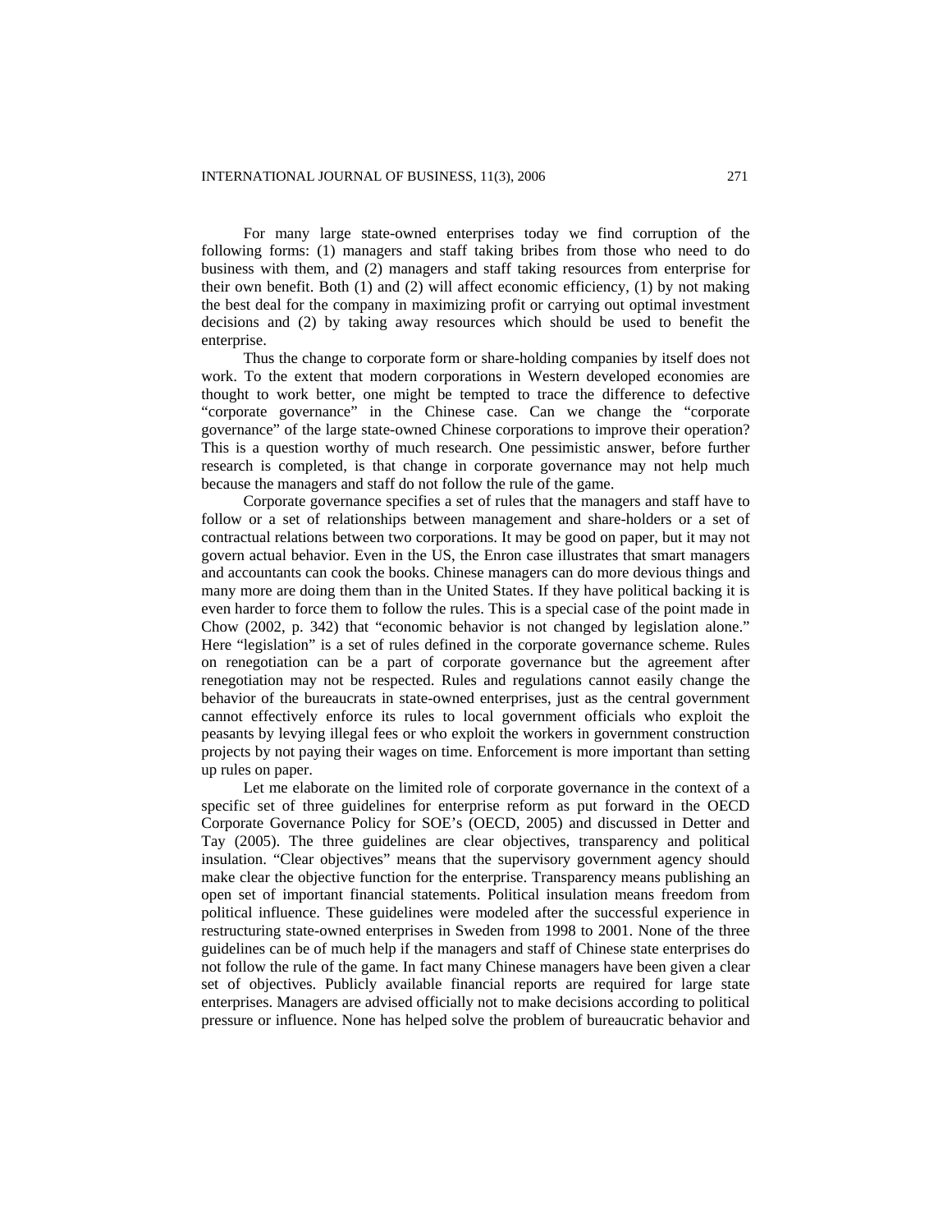For many large state-owned enterprises today we find corruption of the following forms: (1) managers and staff taking bribes from those who need to do business with them, and (2) managers and staff taking resources from enterprise for their own benefit. Both (1) and (2) will affect economic efficiency, (1) by not making the best deal for the company in maximizing profit or carrying out optimal investment decisions and (2) by taking away resources which should be used to benefit the enterprise.

Thus the change to corporate form or share-holding companies by itself does not work. To the extent that modern corporations in Western developed economies are thought to work better, one might be tempted to trace the difference to defective "corporate governance" in the Chinese case. Can we change the "corporate governance" of the large state-owned Chinese corporations to improve their operation? This is a question worthy of much research. One pessimistic answer, before further research is completed, is that change in corporate governance may not help much because the managers and staff do not follow the rule of the game.

Corporate governance specifies a set of rules that the managers and staff have to follow or a set of relationships between management and share-holders or a set of contractual relations between two corporations. It may be good on paper, but it may not govern actual behavior. Even in the US, the Enron case illustrates that smart managers and accountants can cook the books. Chinese managers can do more devious things and many more are doing them than in the United States. If they have political backing it is even harder to force them to follow the rules. This is a special case of the point made in Chow (2002, p. 342) that "economic behavior is not changed by legislation alone." Here "legislation" is a set of rules defined in the corporate governance scheme. Rules on renegotiation can be a part of corporate governance but the agreement after renegotiation may not be respected. Rules and regulations cannot easily change the behavior of the bureaucrats in state-owned enterprises, just as the central government cannot effectively enforce its rules to local government officials who exploit the peasants by levying illegal fees or who exploit the workers in government construction projects by not paying their wages on time. Enforcement is more important than setting up rules on paper.

Let me elaborate on the limited role of corporate governance in the context of a specific set of three guidelines for enterprise reform as put forward in the OECD Corporate Governance Policy for SOE's (OECD, 2005) and discussed in Detter and Tay (2005). The three guidelines are clear objectives, transparency and political insulation. "Clear objectives" means that the supervisory government agency should make clear the objective function for the enterprise. Transparency means publishing an open set of important financial statements. Political insulation means freedom from political influence. These guidelines were modeled after the successful experience in restructuring state-owned enterprises in Sweden from 1998 to 2001. None of the three guidelines can be of much help if the managers and staff of Chinese state enterprises do not follow the rule of the game. In fact many Chinese managers have been given a clear set of objectives. Publicly available financial reports are required for large state enterprises. Managers are advised officially not to make decisions according to political pressure or influence. None has helped solve the problem of bureaucratic behavior and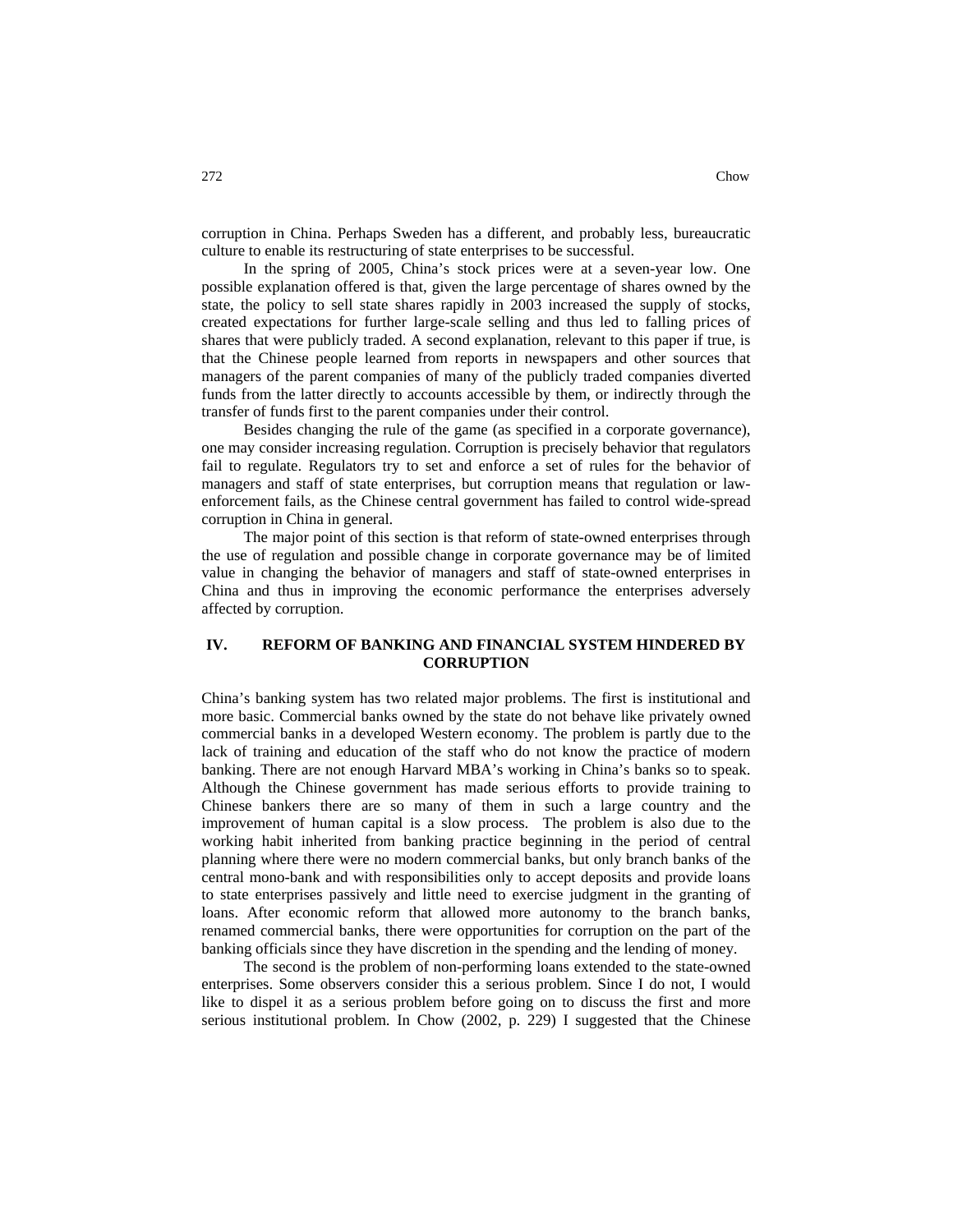corruption in China. Perhaps Sweden has a different, and probably less, bureaucratic culture to enable its restructuring of state enterprises to be successful.

In the spring of 2005, China's stock prices were at a seven-year low. One possible explanation offered is that, given the large percentage of shares owned by the state, the policy to sell state shares rapidly in 2003 increased the supply of stocks, created expectations for further large-scale selling and thus led to falling prices of shares that were publicly traded. A second explanation, relevant to this paper if true, is that the Chinese people learned from reports in newspapers and other sources that managers of the parent companies of many of the publicly traded companies diverted funds from the latter directly to accounts accessible by them, or indirectly through the transfer of funds first to the parent companies under their control.

Besides changing the rule of the game (as specified in a corporate governance), one may consider increasing regulation. Corruption is precisely behavior that regulators fail to regulate. Regulators try to set and enforce a set of rules for the behavior of managers and staff of state enterprises, but corruption means that regulation or law-enforcement fails, as the Chinese central government has failed to control wide-spread corruption in China in general.

The major point of this section is that reform of state-owned enterprises through the use of regulation and possible change in corporate governance may be of limited value in changing the behavior of managers and staff of state-owned enterprises in China and thus in improving the economic performance the enterprises adversely affected by corruption.

## IV. REFORM OF BANKING AND FINANCIAL SYSTEM HINDERED BY CORRUPTION

China's banking system has two related major problems. The first is institutional and more basic. Commercial banks owned by the state do not behave like privately owned commercial banks in a developed Western economy. The problem is partly due to the lack of training and education of the staff who do not know the practice of modern banking. There are not enough Harvard MBA's working in China's banks so to speak. Although the Chinese government has made serious efforts to provide training to Chinese bankers there are so many of them in such a large country and the improvement of human capital is a slow process. The problem is also due to the working habit inherited from banking practice beginning in the period of central planning where there were no modern commercial banks, but only branch banks of the central mono-bank and with responsibilities only to accept deposits and provide loans to state enterprises passively and little need to exercise judgment in the granting of loans. After economic reform that allowed more autonomy to the branch banks, renamed commercial banks, there were opportunities for corruption on the part of the banking officials since they have discretion in the spending and the lending of money.

The second is the problem of non-performing loans extended to the state-owned enterprises. Some observers consider this a serious problem. Since I do not, I would like to dispel it as a serious problem before going on to discuss the first and more serious institutional problem. In Chow (2002, p. 229) I suggested that the Chinese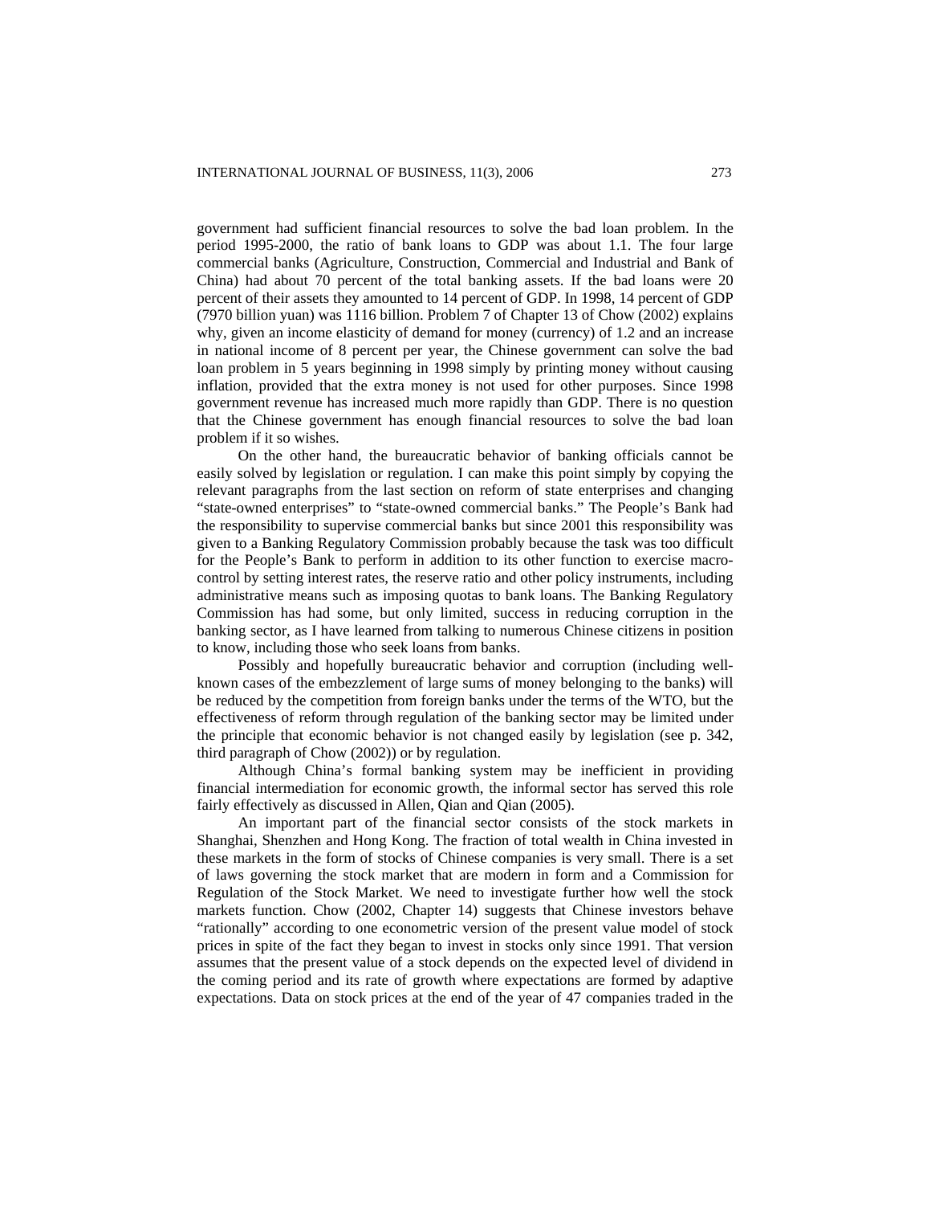government had sufficient financial resources to solve the bad loan problem. In the period 1995-2000, the ratio of bank loans to GDP was about 1.1. The four large commercial banks (Agriculture, Construction, Commercial and Industrial and Bank of China) had about 70 percent of the total banking assets. If the bad loans were 20 percent of their assets they amounted to 14 percent of GDP. In 1998, 14 percent of GDP (7970 billion yuan) was 1116 billion. Problem 7 of Chapter 13 of Chow (2002) explains why, given an income elasticity of demand for money (currency) of 1.2 and an increase in national income of 8 percent per year, the Chinese government can solve the bad loan problem in 5 years beginning in 1998 simply by printing money without causing inflation, provided that the extra money is not used for other purposes. Since 1998 government revenue has increased much more rapidly than GDP. There is no question that the Chinese government has enough financial resources to solve the bad loan problem if it so wishes.

On the other hand, the bureaucratic behavior of banking officials cannot be easily solved by legislation or regulation. I can make this point simply by copying the relevant paragraphs from the last section on reform of state enterprises and changing "state-owned enterprises" to "state-owned commercial banks." The People's Bank had the responsibility to supervise commercial banks but since 2001 this responsibility was given to a Banking Regulatory Commission probably because the task was too difficult for the People's Bank to perform in addition to its other function to exercise macro-control by setting interest rates, the reserve ratio and other policy instruments, including administrative means such as imposing quotas to bank loans. The Banking Regulatory Commission has had some, but only limited, success in reducing corruption in the banking sector, as I have learned from talking to numerous Chinese citizens in position to know, including those who seek loans from banks.

Possibly and hopefully bureaucratic behavior and corruption (including well-known cases of the embezzlement of large sums of money belonging to the banks) will be reduced by the competition from foreign banks under the terms of the WTO, but the effectiveness of reform through regulation of the banking sector may be limited under the principle that economic behavior is not changed easily by legislation (see p. 342, third paragraph of Chow (2002)) or by regulation.

Although China's formal banking system may be inefficient in providing financial intermediation for economic growth, the informal sector has served this role fairly effectively as discussed in Allen, Qian and Qian (2005).

An important part of the financial sector consists of the stock markets in Shanghai, Shenzhen and Hong Kong. The fraction of total wealth in China invested in these markets in the form of stocks of Chinese companies is very small. There is a set of laws governing the stock market that are modern in form and a Commission for Regulation of the Stock Market. We need to investigate further how well the stock markets function. Chow (2002, Chapter 14) suggests that Chinese investors behave "rationally" according to one econometric version of the present value model of stock prices in spite of the fact they began to invest in stocks only since 1991. That version assumes that the present value of a stock depends on the expected level of dividend in the coming period and its rate of growth where expectations are formed by adaptive expectations. Data on stock prices at the end of the year of 47 companies traded in the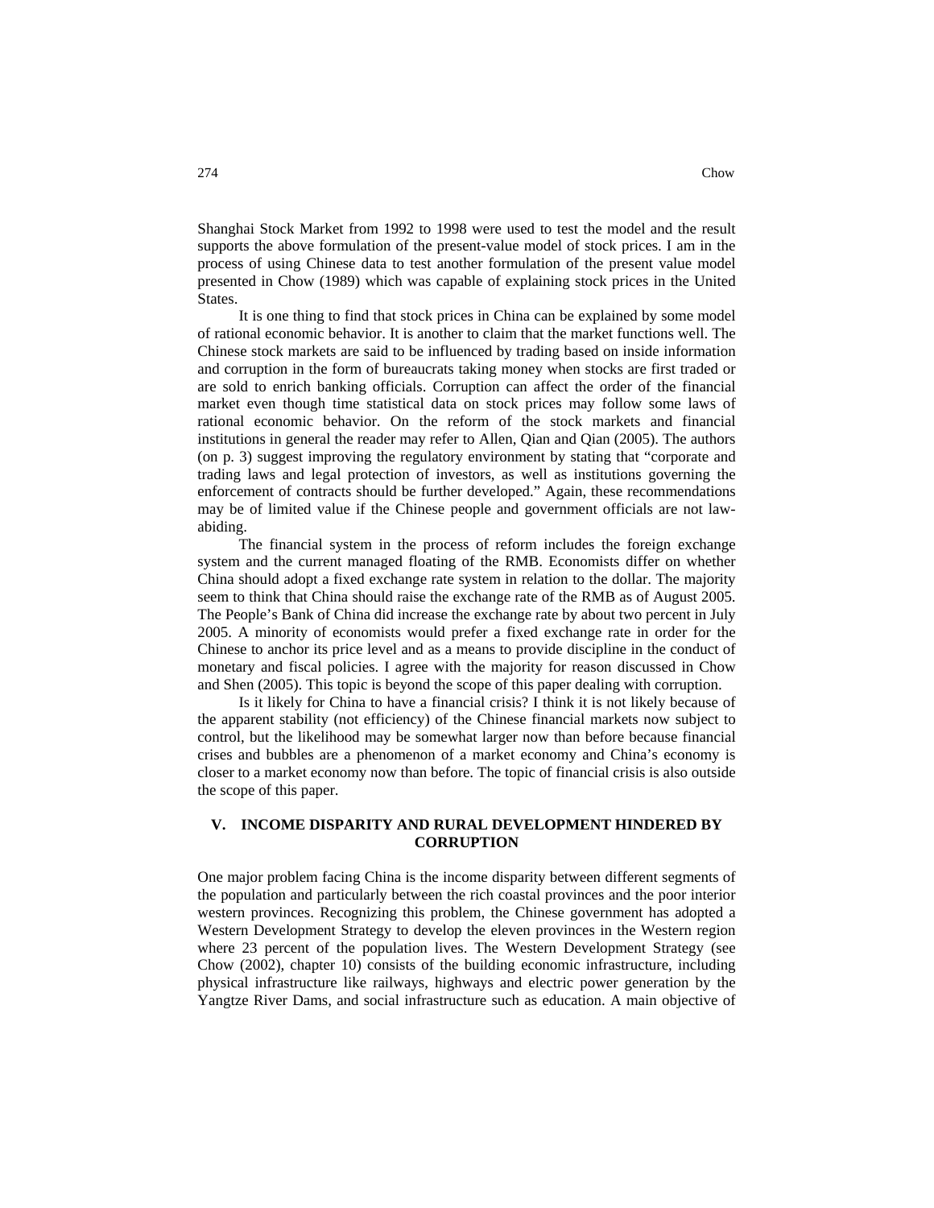Shanghai Stock Market from 1992 to 1998 were used to test the model and the result supports the above formulation of the present-value model of stock prices. I am in the process of using Chinese data to test another formulation of the present value model presented in Chow (1989) which was capable of explaining stock prices in the United States.

It is one thing to find that stock prices in China can be explained by some model of rational economic behavior. It is another to claim that the market functions well. The Chinese stock markets are said to be influenced by trading based on inside information and corruption in the form of bureaucrats taking money when stocks are first traded or are sold to enrich banking officials. Corruption can affect the order of the financial market even though time statistical data on stock prices may follow some laws of rational economic behavior. On the reform of the stock markets and financial institutions in general the reader may refer to Allen, Qian and Qian (2005). The authors (on p. 3) suggest improving the regulatory environment by stating that "corporate and trading laws and legal protection of investors, as well as institutions governing the enforcement of contracts should be further developed." Again, these recommendations may be of limited value if the Chinese people and government officials are not law-abiding.

The financial system in the process of reform includes the foreign exchange system and the current managed floating of the RMB. Economists differ on whether China should adopt a fixed exchange rate system in relation to the dollar. The majority seem to think that China should raise the exchange rate of the RMB as of August 2005. The People's Bank of China did increase the exchange rate by about two percent in July 2005. A minority of economists would prefer a fixed exchange rate in order for the Chinese to anchor its price level and as a means to provide discipline in the conduct of monetary and fiscal policies. I agree with the majority for reason discussed in Chow and Shen (2005). This topic is beyond the scope of this paper dealing with corruption.

Is it likely for China to have a financial crisis? I think it is not likely because of the apparent stability (not efficiency) of the Chinese financial markets now subject to control, but the likelihood may be somewhat larger now than before because financial crises and bubbles are a phenomenon of a market economy and China's economy is closer to a market economy now than before. The topic of financial crisis is also outside the scope of this paper.

## V. INCOME DISPARITY AND RURAL DEVELOPMENT HINDERED BY CORRUPTION

One major problem facing China is the income disparity between different segments of the population and particularly between the rich coastal provinces and the poor interior western provinces. Recognizing this problem, the Chinese government has adopted a Western Development Strategy to develop the eleven provinces in the Western region where 23 percent of the population lives. The Western Development Strategy (see Chow (2002), chapter 10) consists of the building economic infrastructure, including physical infrastructure like railways, highways and electric power generation by the Yangtze River Dams, and social infrastructure such as education. A main objective of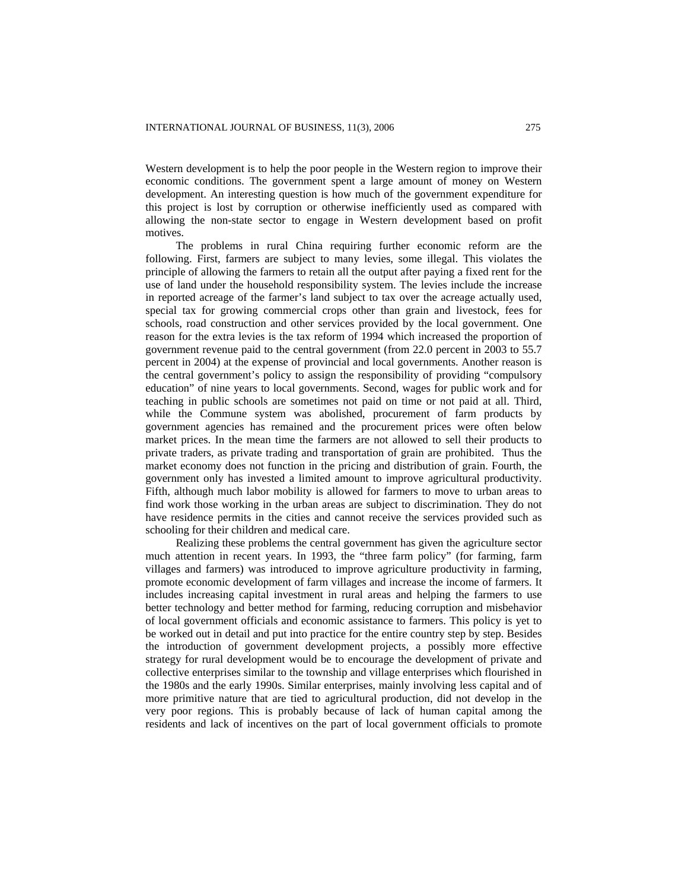Western development is to help the poor people in the Western region to improve their economic conditions. The government spent a large amount of money on Western development. An interesting question is how much of the government expenditure for this project is lost by corruption or otherwise inefficiently used as compared with allowing the non-state sector to engage in Western development based on profit motives.

The problems in rural China requiring further economic reform are the following. First, farmers are subject to many levies, some illegal. This violates the principle of allowing the farmers to retain all the output after paying a fixed rent for the use of land under the household responsibility system. The levies include the increase in reported acreage of the farmer's land subject to tax over the acreage actually used, special tax for growing commercial crops other than grain and livestock, fees for schools, road construction and other services provided by the local government. One reason for the extra levies is the tax reform of 1994 which increased the proportion of government revenue paid to the central government (from 22.0 percent in 2003 to 55.7 percent in 2004) at the expense of provincial and local governments. Another reason is the central government's policy to assign the responsibility of providing "compulsory education" of nine years to local governments. Second, wages for public work and for teaching in public schools are sometimes not paid on time or not paid at all. Third, while the Commune system was abolished, procurement of farm products by government agencies has remained and the procurement prices were often below market prices. In the mean time the farmers are not allowed to sell their products to private traders, as private trading and transportation of grain are prohibited. Thus the market economy does not function in the pricing and distribution of grain. Fourth, the government only has invested a limited amount to improve agricultural productivity. Fifth, although much labor mobility is allowed for farmers to move to urban areas to find work those working in the urban areas are subject to discrimination. They do not have residence permits in the cities and cannot receive the services provided such as schooling for their children and medical care.

Realizing these problems the central government has given the agriculture sector much attention in recent years. In 1993, the "three farm policy" (for farming, farm villages and farmers) was introduced to improve agriculture productivity in farming, promote economic development of farm villages and increase the income of farmers. It includes increasing capital investment in rural areas and helping the farmers to use better technology and better method for farming, reducing corruption and misbehavior of local government officials and economic assistance to farmers. This policy is yet to be worked out in detail and put into practice for the entire country step by step. Besides the introduction of government development projects, a possibly more effective strategy for rural development would be to encourage the development of private and collective enterprises similar to the township and village enterprises which flourished in the 1980s and the early 1990s. Similar enterprises, mainly involving less capital and of more primitive nature that are tied to agricultural production, did not develop in the very poor regions. This is probably because of lack of human capital among the residents and lack of incentives on the part of local government officials to promote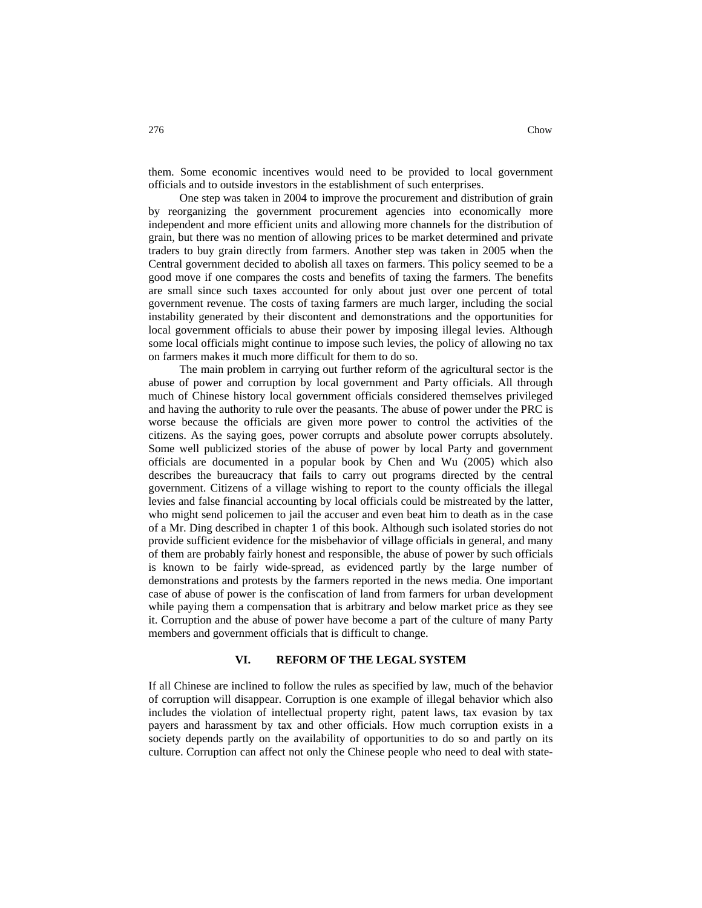them. Some economic incentives would need to be provided to local government officials and to outside investors in the establishment of such enterprises.

One step was taken in 2004 to improve the procurement and distribution of grain by reorganizing the government procurement agencies into economically more independent and more efficient units and allowing more channels for the distribution of grain, but there was no mention of allowing prices to be market determined and private traders to buy grain directly from farmers. Another step was taken in 2005 when the Central government decided to abolish all taxes on farmers. This policy seemed to be a good move if one compares the costs and benefits of taxing the farmers. The benefits are small since such taxes accounted for only about just over one percent of total government revenue. The costs of taxing farmers are much larger, including the social instability generated by their discontent and demonstrations and the opportunities for local government officials to abuse their power by imposing illegal levies. Although some local officials might continue to impose such levies, the policy of allowing no tax on farmers makes it much more difficult for them to do so.

The main problem in carrying out further reform of the agricultural sector is the abuse of power and corruption by local government and Party officials. All through much of Chinese history local government officials considered themselves privileged and having the authority to rule over the peasants. The abuse of power under the PRC is worse because the officials are given more power to control the activities of the citizens. As the saying goes, power corrupts and absolute power corrupts absolutely. Some well publicized stories of the abuse of power by local Party and government officials are documented in a popular book by Chen and Wu (2005) which also describes the bureaucracy that fails to carry out programs directed by the central government. Citizens of a village wishing to report to the county officials the illegal levies and false financial accounting by local officials could be mistreated by the latter, who might send policemen to jail the accuser and even beat him to death as in the case of a Mr. Ding described in chapter 1 of this book. Although such isolated stories do not provide sufficient evidence for the misbehavior of village officials in general, and many of them are probably fairly honest and responsible, the abuse of power by such officials is known to be fairly wide-spread, as evidenced partly by the large number of demonstrations and protests by the farmers reported in the news media. One important case of abuse of power is the confiscation of land from farmers for urban development while paying them a compensation that is arbitrary and below market price as they see it. Corruption and the abuse of power have become a part of the culture of many Party members and government officials that is difficult to change.

## VI. REFORM OF THE LEGAL SYSTEM

If all Chinese are inclined to follow the rules as specified by law, much of the behavior of corruption will disappear. Corruption is one example of illegal behavior which also includes the violation of intellectual property right, patent laws, tax evasion by tax payers and harassment by tax and other officials. How much corruption exists in a society depends partly on the availability of opportunities to do so and partly on its culture. Corruption can affect not only the Chinese people who need to deal with state-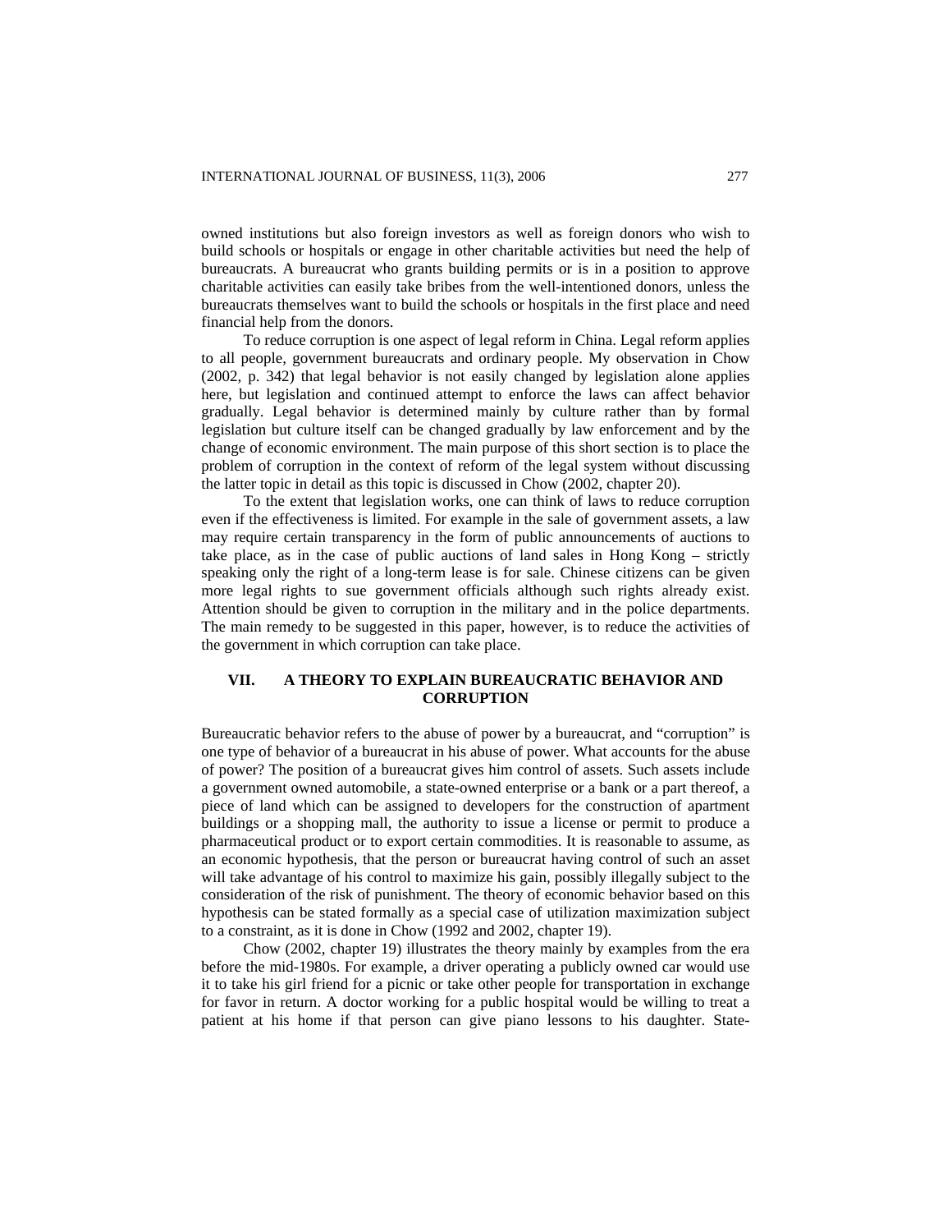owned institutions but also foreign investors as well as foreign donors who wish to build schools or hospitals or engage in other charitable activities but need the help of bureaucrats. A bureaucrat who grants building permits or is in a position to approve charitable activities can easily take bribes from the well-intentioned donors, unless the bureaucrats themselves want to build the schools or hospitals in the first place and need financial help from the donors.

To reduce corruption is one aspect of legal reform in China. Legal reform applies to all people, government bureaucrats and ordinary people. My observation in Chow (2002, p. 342) that legal behavior is not easily changed by legislation alone applies here, but legislation and continued attempt to enforce the laws can affect behavior gradually. Legal behavior is determined mainly by culture rather than by formal legislation but culture itself can be changed gradually by law enforcement and by the change of economic environment. The main purpose of this short section is to place the problem of corruption in the context of reform of the legal system without discussing the latter topic in detail as this topic is discussed in Chow (2002, chapter 20).

To the extent that legislation works, one can think of laws to reduce corruption even if the effectiveness is limited. For example in the sale of government assets, a law may require certain transparency in the form of public announcements of auctions to take place, as in the case of public auctions of land sales in Hong Kong – strictly speaking only the right of a long-term lease is for sale. Chinese citizens can be given more legal rights to sue government officials although such rights already exist. Attention should be given to corruption in the military and in the police departments. The main remedy to be suggested in this paper, however, is to reduce the activities of the government in which corruption can take place.

## VII. A THEORY TO EXPLAIN BUREAUCRATIC BEHAVIOR AND CORRUPTION

Bureaucratic behavior refers to the abuse of power by a bureaucrat, and "corruption" is one type of behavior of a bureaucrat in his abuse of power. What accounts for the abuse of power? The position of a bureaucrat gives him control of assets. Such assets include a government owned automobile, a state-owned enterprise or a bank or a part thereof, a piece of land which can be assigned to developers for the construction of apartment buildings or a shopping mall, the authority to issue a license or permit to produce a pharmaceutical product or to export certain commodities. It is reasonable to assume, as an economic hypothesis, that the person or bureaucrat having control of such an asset will take advantage of his control to maximize his gain, possibly illegally subject to the consideration of the risk of punishment. The theory of economic behavior based on this hypothesis can be stated formally as a special case of utilization maximization subject to a constraint, as it is done in Chow (1992 and 2002, chapter 19).

Chow (2002, chapter 19) illustrates the theory mainly by examples from the era before the mid-1980s. For example, a driver operating a publicly owned car would use it to take his girl friend for a picnic or take other people for transportation in exchange for favor in return. A doctor working for a public hospital would be willing to treat a patient at his home if that person can give piano lessons to his daughter. State-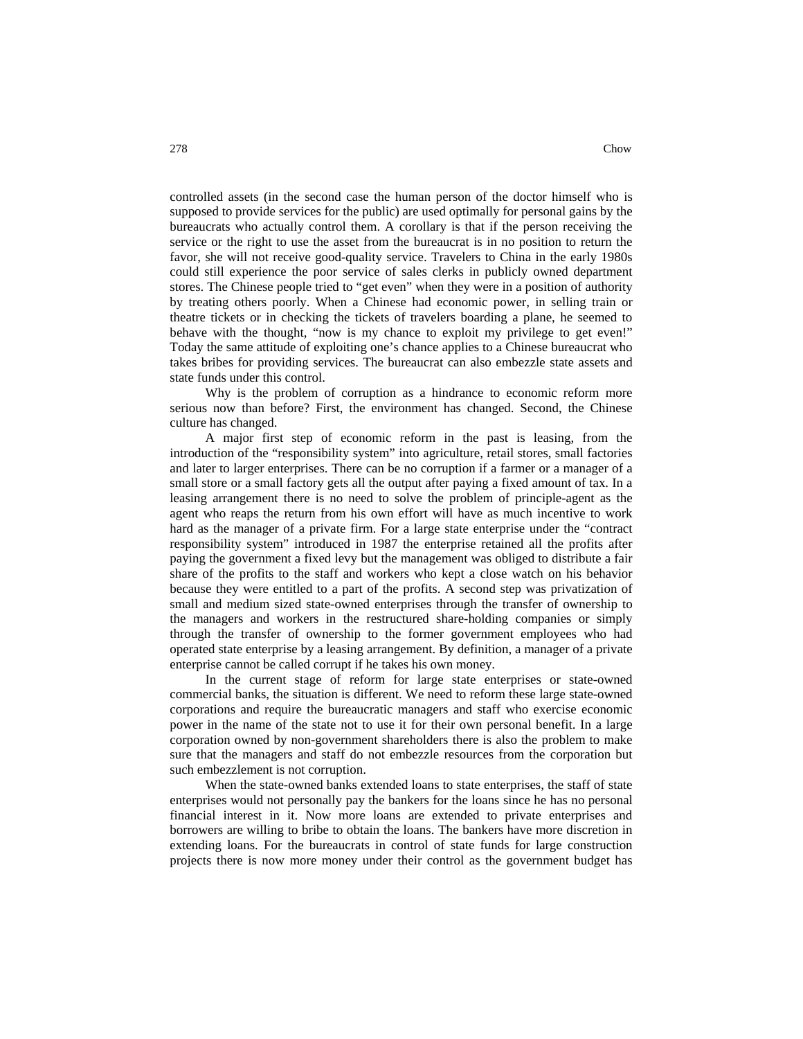controlled assets (in the second case the human person of the doctor himself who is supposed to provide services for the public) are used optimally for personal gains by the bureaucrats who actually control them. A corollary is that if the person receiving the service or the right to use the asset from the bureaucrat is in no position to return the favor, she will not receive good-quality service. Travelers to China in the early 1980s could still experience the poor service of sales clerks in publicly owned department stores. The Chinese people tried to "get even" when they were in a position of authority by treating others poorly. When a Chinese had economic power, in selling train or theatre tickets or in checking the tickets of travelers boarding a plane, he seemed to behave with the thought, "now is my chance to exploit my privilege to get even!" Today the same attitude of exploiting one's chance applies to a Chinese bureaucrat who takes bribes for providing services. The bureaucrat can also embezzle state assets and state funds under this control.

Why is the problem of corruption as a hindrance to economic reform more serious now than before? First, the environment has changed. Second, the Chinese culture has changed.

A major first step of economic reform in the past is leasing, from the introduction of the "responsibility system" into agriculture, retail stores, small factories and later to larger enterprises. There can be no corruption if a farmer or a manager of a small store or a small factory gets all the output after paying a fixed amount of tax. In a leasing arrangement there is no need to solve the problem of principle-agent as the agent who reaps the return from his own effort will have as much incentive to work hard as the manager of a private firm. For a large state enterprise under the "contract responsibility system" introduced in 1987 the enterprise retained all the profits after paying the government a fixed levy but the management was obliged to distribute a fair share of the profits to the staff and workers who kept a close watch on his behavior because they were entitled to a part of the profits. A second step was privatization of small and medium sized state-owned enterprises through the transfer of ownership to the managers and workers in the restructured share-holding companies or simply through the transfer of ownership to the former government employees who had operated state enterprise by a leasing arrangement. By definition, a manager of a private enterprise cannot be called corrupt if he takes his own money.

In the current stage of reform for large state enterprises or state-owned commercial banks, the situation is different. We need to reform these large state-owned corporations and require the bureaucratic managers and staff who exercise economic power in the name of the state not to use it for their own personal benefit. In a large corporation owned by non-government shareholders there is also the problem to make sure that the managers and staff do not embezzle resources from the corporation but such embezzlement is not corruption.

When the state-owned banks extended loans to state enterprises, the staff of state enterprises would not personally pay the bankers for the loans since he has no personal financial interest in it. Now more loans are extended to private enterprises and borrowers are willing to bribe to obtain the loans. The bankers have more discretion in extending loans. For the bureaucrats in control of state funds for large construction projects there is now more money under their control as the government budget has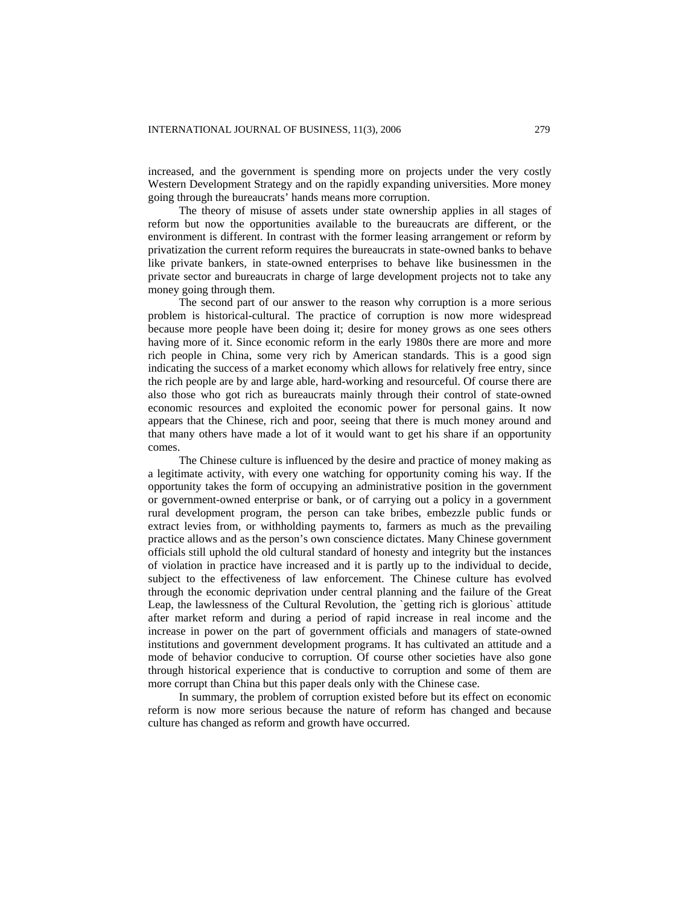increased, and the government is spending more on projects under the very costly Western Development Strategy and on the rapidly expanding universities. More money going through the bureaucrats' hands means more corruption.

The theory of misuse of assets under state ownership applies in all stages of reform but now the opportunities available to the bureaucrats are different, or the environment is different. In contrast with the former leasing arrangement or reform by privatization the current reform requires the bureaucrats in state-owned banks to behave like private bankers, in state-owned enterprises to behave like businessmen in the private sector and bureaucrats in charge of large development projects not to take any money going through them.

The second part of our answer to the reason why corruption is a more serious problem is historical-cultural. The practice of corruption is now more widespread because more people have been doing it; desire for money grows as one sees others having more of it. Since economic reform in the early 1980s there are more and more rich people in China, some very rich by American standards. This is a good sign indicating the success of a market economy which allows for relatively free entry, since the rich people are by and large able, hard-working and resourceful. Of course there are also those who got rich as bureaucrats mainly through their control of state-owned economic resources and exploited the economic power for personal gains. It now appears that the Chinese, rich and poor, seeing that there is much money around and that many others have made a lot of it would want to get his share if an opportunity comes.

The Chinese culture is influenced by the desire and practice of money making as a legitimate activity, with every one watching for opportunity coming his way. If the opportunity takes the form of occupying an administrative position in the government or government-owned enterprise or bank, or of carrying out a policy in a government rural development program, the person can take bribes, embezzle public funds or extract levies from, or withholding payments to, farmers as much as the prevailing practice allows and as the person's own conscience dictates. Many Chinese government officials still uphold the old cultural standard of honesty and integrity but the instances of violation in practice have increased and it is partly up to the individual to decide, subject to the effectiveness of law enforcement. The Chinese culture has evolved through the economic deprivation under central planning and the failure of the Great Leap, the lawlessness of the Cultural Revolution, the `getting rich is glorious` attitude after market reform and during a period of rapid increase in real income and the increase in power on the part of government officials and managers of state-owned institutions and government development programs. It has cultivated an attitude and a mode of behavior conducive to corruption. Of course other societies have also gone through historical experience that is conductive to corruption and some of them are more corrupt than China but this paper deals only with the Chinese case.

In summary, the problem of corruption existed before but its effect on economic reform is now more serious because the nature of reform has changed and because culture has changed as reform and growth have occurred.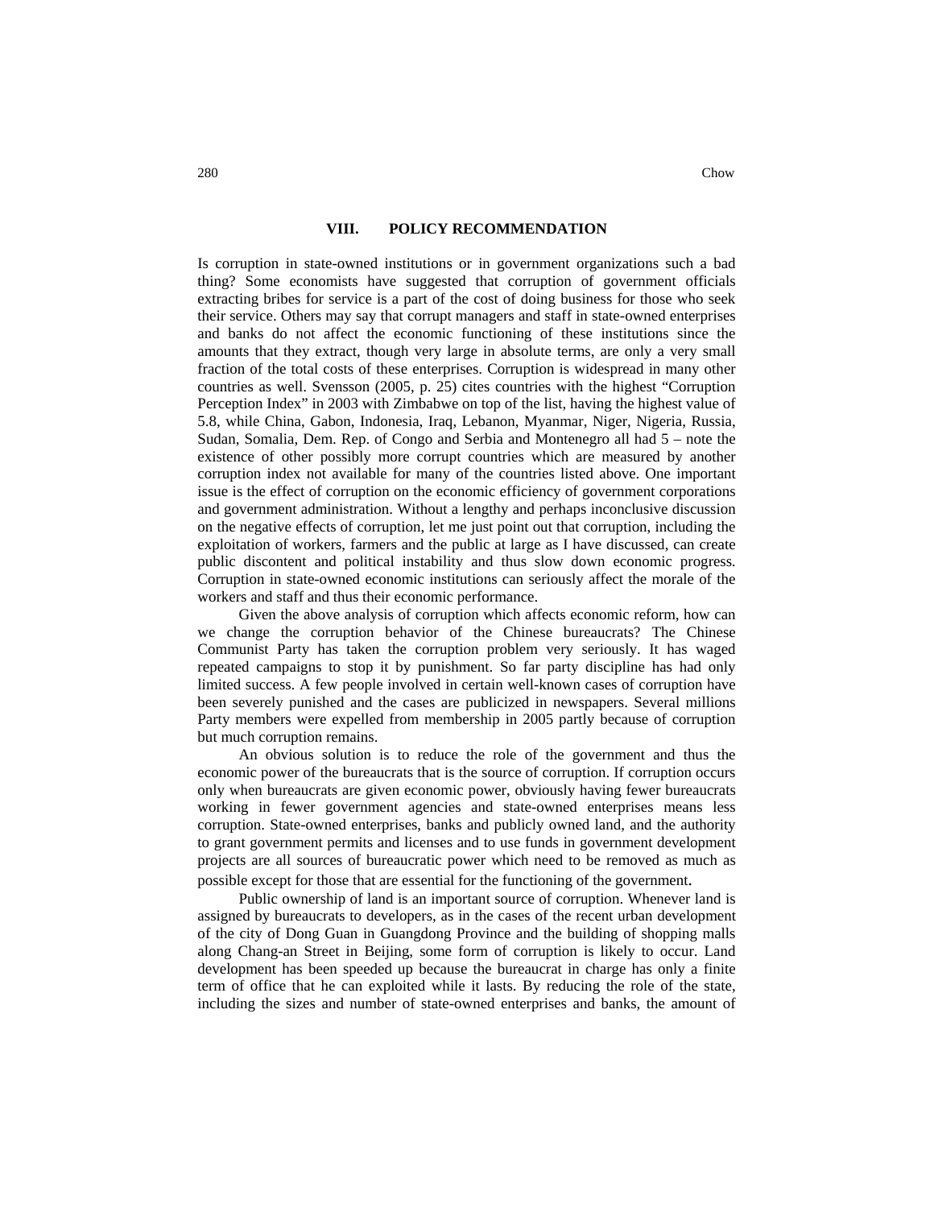## VIII. POLICY RECOMMENDATION

Is corruption in state-owned institutions or in government organizations such a bad thing? Some economists have suggested that corruption of government officials extracting bribes for service is a part of the cost of doing business for those who seek their service. Others may say that corrupt managers and staff in state-owned enterprises and banks do not affect the economic functioning of these institutions since the amounts that they extract, though very large in absolute terms, are only a very small fraction of the total costs of these enterprises. Corruption is widespread in many other countries as well. Svensson (2005, p. 25) cites countries with the highest "Corruption Perception Index" in 2003 with Zimbabwe on top of the list, having the highest value of 5.8, while China, Gabon, Indonesia, Iraq, Lebanon, Myanmar, Niger, Nigeria, Russia, Sudan, Somalia, Dem. Rep. of Congo and Serbia and Montenegro all had 5 – note the existence of other possibly more corrupt countries which are measured by another corruption index not available for many of the countries listed above. One important issue is the effect of corruption on the economic efficiency of government corporations and government administration. Without a lengthy and perhaps inconclusive discussion on the negative effects of corruption, let me just point out that corruption, including the exploitation of workers, farmers and the public at large as I have discussed, can create public discontent and political instability and thus slow down economic progress. Corruption in state-owned economic institutions can seriously affect the morale of the workers and staff and thus their economic performance.

Given the above analysis of corruption which affects economic reform, how can we change the corruption behavior of the Chinese bureaucrats? The Chinese Communist Party has taken the corruption problem very seriously. It has waged repeated campaigns to stop it by punishment. So far party discipline has had only limited success. A few people involved in certain well-known cases of corruption have been severely punished and the cases are publicized in newspapers. Several millions Party members were expelled from membership in 2005 partly because of corruption but much corruption remains.

An obvious solution is to reduce the role of the government and thus the economic power of the bureaucrats that is the source of corruption. If corruption occurs only when bureaucrats are given economic power, obviously having fewer bureaucrats working in fewer government agencies and state-owned enterprises means less corruption. State-owned enterprises, banks and publicly owned land, and the authority to grant government permits and licenses and to use funds in government development projects are all sources of bureaucratic power which need to be removed as much as possible except for those that are essential for the functioning of the government.

Public ownership of land is an important source of corruption. Whenever land is assigned by bureaucrats to developers, as in the cases of the recent urban development of the city of Dong Guan in Guangdong Province and the building of shopping malls along Chang-an Street in Beijing, some form of corruption is likely to occur. Land development has been speeded up because the bureaucrat in charge has only a finite term of office that he can exploited while it lasts. By reducing the role of the state, including the sizes and number of state-owned enterprises and banks, the amount of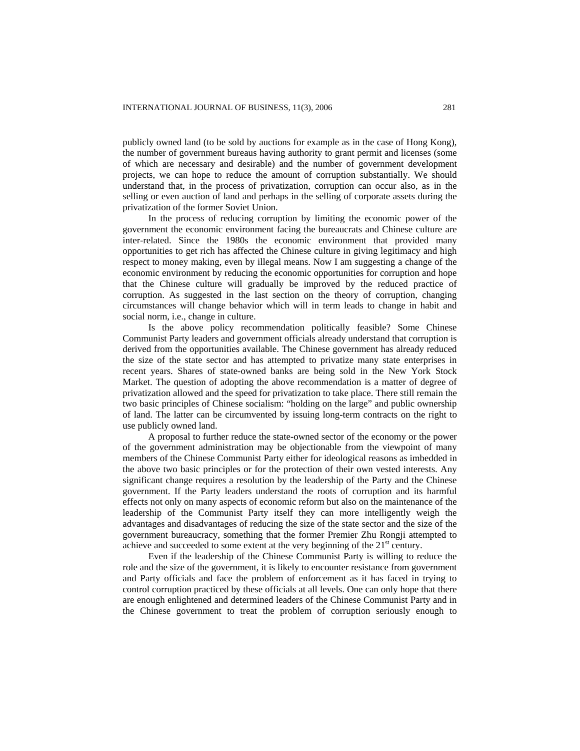publicly owned land (to be sold by auctions for example as in the case of Hong Kong), the number of government bureaus having authority to grant permit and licenses (some of which are necessary and desirable) and the number of government development projects, we can hope to reduce the amount of corruption substantially. We should understand that, in the process of privatization, corruption can occur also, as in the selling or even auction of land and perhaps in the selling of corporate assets during the privatization of the former Soviet Union.

In the process of reducing corruption by limiting the economic power of the government the economic environment facing the bureaucrats and Chinese culture are inter-related. Since the 1980s the economic environment that provided many opportunities to get rich has affected the Chinese culture in giving legitimacy and high respect to money making, even by illegal means. Now I am suggesting a change of the economic environment by reducing the economic opportunities for corruption and hope that the Chinese culture will gradually be improved by the reduced practice of corruption. As suggested in the last section on the theory of corruption, changing circumstances will change behavior which will in term leads to change in habit and social norm, i.e., change in culture.

Is the above policy recommendation politically feasible? Some Chinese Communist Party leaders and government officials already understand that corruption is derived from the opportunities available. The Chinese government has already reduced the size of the state sector and has attempted to privatize many state enterprises in recent years. Shares of state-owned banks are being sold in the New York Stock Market. The question of adopting the above recommendation is a matter of degree of privatization allowed and the speed for privatization to take place. There still remain the two basic principles of Chinese socialism: "holding on the large" and public ownership of land. The latter can be circumvented by issuing long-term contracts on the right to use publicly owned land.

A proposal to further reduce the state-owned sector of the economy or the power of the government administration may be objectionable from the viewpoint of many members of the Chinese Communist Party either for ideological reasons as imbedded in the above two basic principles or for the protection of their own vested interests. Any significant change requires a resolution by the leadership of the Party and the Chinese government. If the Party leaders understand the roots of corruption and its harmful effects not only on many aspects of economic reform but also on the maintenance of the leadership of the Communist Party itself they can more intelligently weigh the advantages and disadvantages of reducing the size of the state sector and the size of the government bureaucracy, something that the former Premier Zhu Rongji attempted to achieve and succeeded to some extent at the very beginning of the 21st century.

Even if the leadership of the Chinese Communist Party is willing to reduce the role and the size of the government, it is likely to encounter resistance from government and Party officials and face the problem of enforcement as it has faced in trying to control corruption practiced by these officials at all levels. One can only hope that there are enough enlightened and determined leaders of the Chinese Communist Party and in the Chinese government to treat the problem of corruption seriously enough to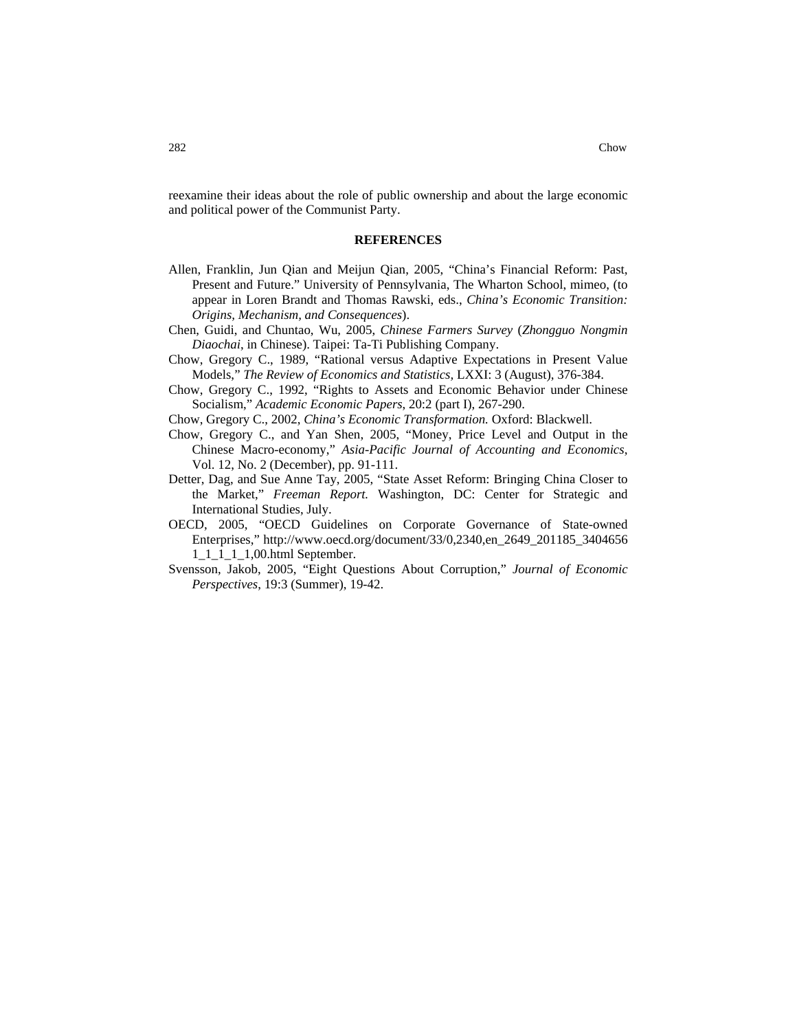reexamine their ideas about the role of public ownership and about the large economic and political power of the Communist Party.

## REFERENCES

Allen, Franklin, Jun Qian and Meijun Qian, 2005, "China's Financial Reform: Past, Present and Future." University of Pennsylvania, The Wharton School, mimeo, (to appear in Loren Brandt and Thomas Rawski, eds., *China's Economic Transition: Origins, Mechanism, and Consequences*).

Chen, Guidi, and Chuntao, Wu, 2005, *Chinese Farmers Survey* (*Zhongguo Nongmin Diaochai*, in Chinese). Taipei: Ta-Ti Publishing Company.

Chow, Gregory C., 1989, "Rational versus Adaptive Expectations in Present Value Models," *The Review of Economics and Statistics*, LXXI: 3 (August), 376-384.

Chow, Gregory C., 1992, "Rights to Assets and Economic Behavior under Chinese Socialism," *Academic Economic Papers*, 20:2 (part I), 267-290.

Chow, Gregory C., 2002, *China's Economic Transformation.* Oxford: Blackwell.

Chow, Gregory C., and Yan Shen, 2005, "Money, Price Level and Output in the Chinese Macro-economy," *Asia-Pacific Journal of Accounting and Economics*, Vol. 12, No. 2 (December), pp. 91-111.

Detter, Dag, and Sue Anne Tay, 2005, "State Asset Reform: Bringing China Closer to the Market," *Freeman Report.* Washington, DC: Center for Strategic and International Studies, July.

OECD, 2005, "OECD Guidelines on Corporate Governance of State-owned Enterprises," http://www.oecd.org/document/33/0,2340,en_2649_201185_34046561_1_1_1_1,00.html September.

Svensson, Jakob, 2005, "Eight Questions About Corruption," *Journal of Economic Perspectives*, 19:3 (Summer), 19-42.